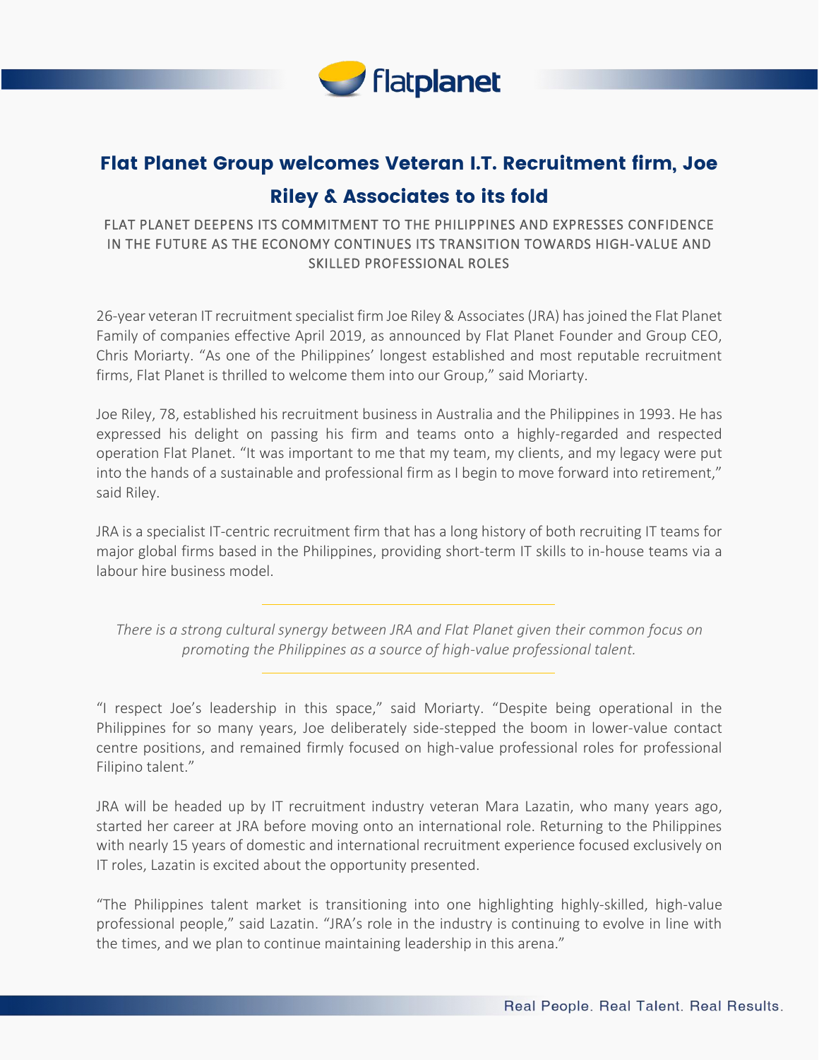# Flat Planet Group welcomes Veteran I.T. Recruitment firm, Joe Riley & Associates to its fold

FLAT PLANET DEEPENS ITS COMMITMENT TO THE PHILIPPINES AND EXPRESSES CONFIDENCE IN THE FUTURE AS THE ECONOMY CONTINUES ITS TRANSITION TOWARDS HIGH-VALUE AND SKILLED PROFESSIONAL ROLES

26-year veteran IT recruitment specialist firm Joe Riley & Associates (JRA) has joined the Flat Planet Family of companies effective April 2019, as announced by Flat Planet Founder and Group CEO, Chris Moriarty. "As one of the Philippines' longest established and most reputable recruitment firms, Flat Planet is thrilled to welcome them into our Group," said Moriarty.

Joe Riley, 78, established his recruitment business in Australia and the Philippines in 1993. He has expressed his delight on passing his firm and teams onto a highly-regarded and respected operation Flat Planet. "It was important to me that my team, my clients, and my legacy were put into the hands of a sustainable and professional firm as I begin to move forward into retirement," said Riley.

JRA is a specialist IT-centric recruitment firm that has a long history of both recruiting IT teams for major global firms based in the Philippines, providing short-term IT skills to in-house teams via a labour hire business model.

---

*There is a strong cultural synergy between JRA and Flat Planet given their common focus on promoting the Philippines as a source of high-value professional talent.*

---

"I respect Joe's leadership in this space," said Moriarty. "Despite being operational in the Philippines for so many years, Joe deliberately side-stepped the boom in lower-value contact centre positions, and remained firmly focused on high-value professional roles for professional Filipino talent."

JRA will be headed up by IT recruitment industry veteran Mara Lazatin, who many years ago, started her career at JRA before moving onto an international role. Returning to the Philippines with nearly 15 years of domestic and international recruitment experience focused exclusively on IT roles, Lazatin is excited about the opportunity presented.

"The Philippines talent market is transitioning into one highlighting highly-skilled, high-value professional people," said Lazatin. "JRA's role in the industry is continuing to evolve in line with the times, and we plan to continue maintaining leadership in this arena."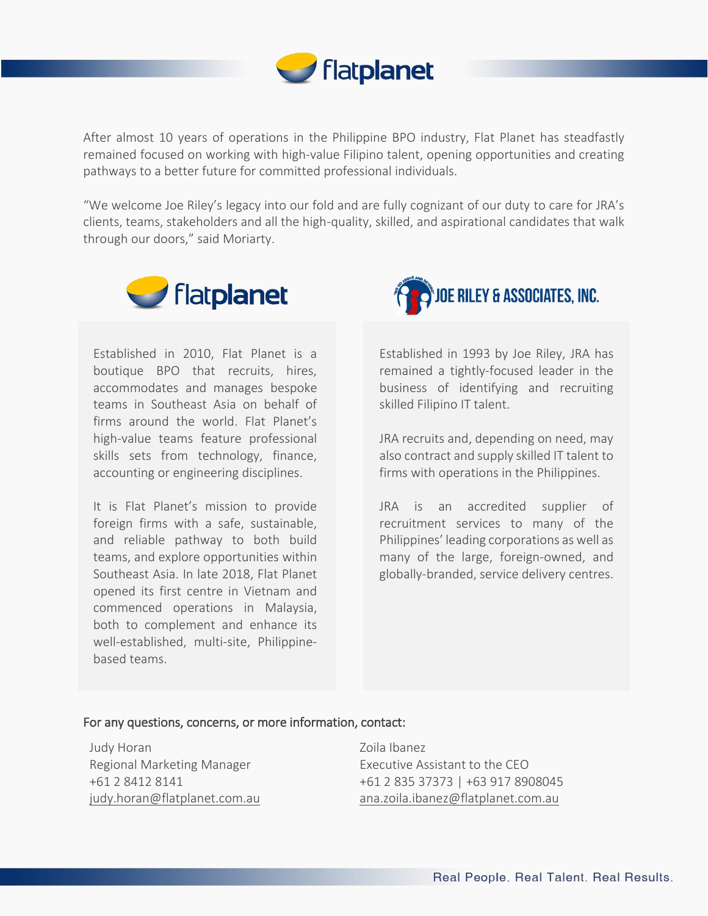After almost 10 years of operations in the Philippine BPO industry, Flat Planet has steadfastly remained focused on working with high-value Filipino talent, opening opportunities and creating pathways to a better future for committed professional individuals.

"We welcome Joe Riley's legacy into our fold and are fully cognizant of our duty to care for JRA's clients, teams, stakeholders and all the high-quality, skilled, and aspirational candidates that walk through our doors," said Moriarty.

## flatplanet

Established in 2010, Flat Planet is a boutique BPO that recruits, hires, accommodates and manages bespoke teams in Southeast Asia on behalf of firms around the world. Flat Planet's high-value teams feature professional skills sets from technology, finance, accounting or engineering disciplines.

It is Flat Planet's mission to provide foreign firms with a safe, sustainable, and reliable pathway to both build teams, and explore opportunities within Southeast Asia. In late 2018, Flat Planet opened its first centre in Vietnam and commenced operations in Malaysia, both to complement and enhance its well-established, multi-site, Philippine-based teams.

## JOE RILEY & ASSOCIATES, INC.

Established in 1993 by Joe Riley, JRA has remained a tightly-focused leader in the business of identifying and recruiting skilled Filipino IT talent.

JRA recruits and, depending on need, may also contract and supply skilled IT talent to firms with operations in the Philippines.

JRA is an accredited supplier of recruitment services to many of the Philippines' leading corporations as well as many of the large, foreign-owned, and globally-branded, service delivery centres.

For any questions, concerns, or more information, contact:

Judy Horan
Regional Marketing Manager
+61 2 8412 8141
judy.horan@flatplanet.com.au

Zoila Ibanez
Executive Assistant to the CEO
+61 2 835 37373 | +63 917 8908045
ana.zoila.ibanez@flatplanet.com.au

Real People. Real Talent. Real Results.